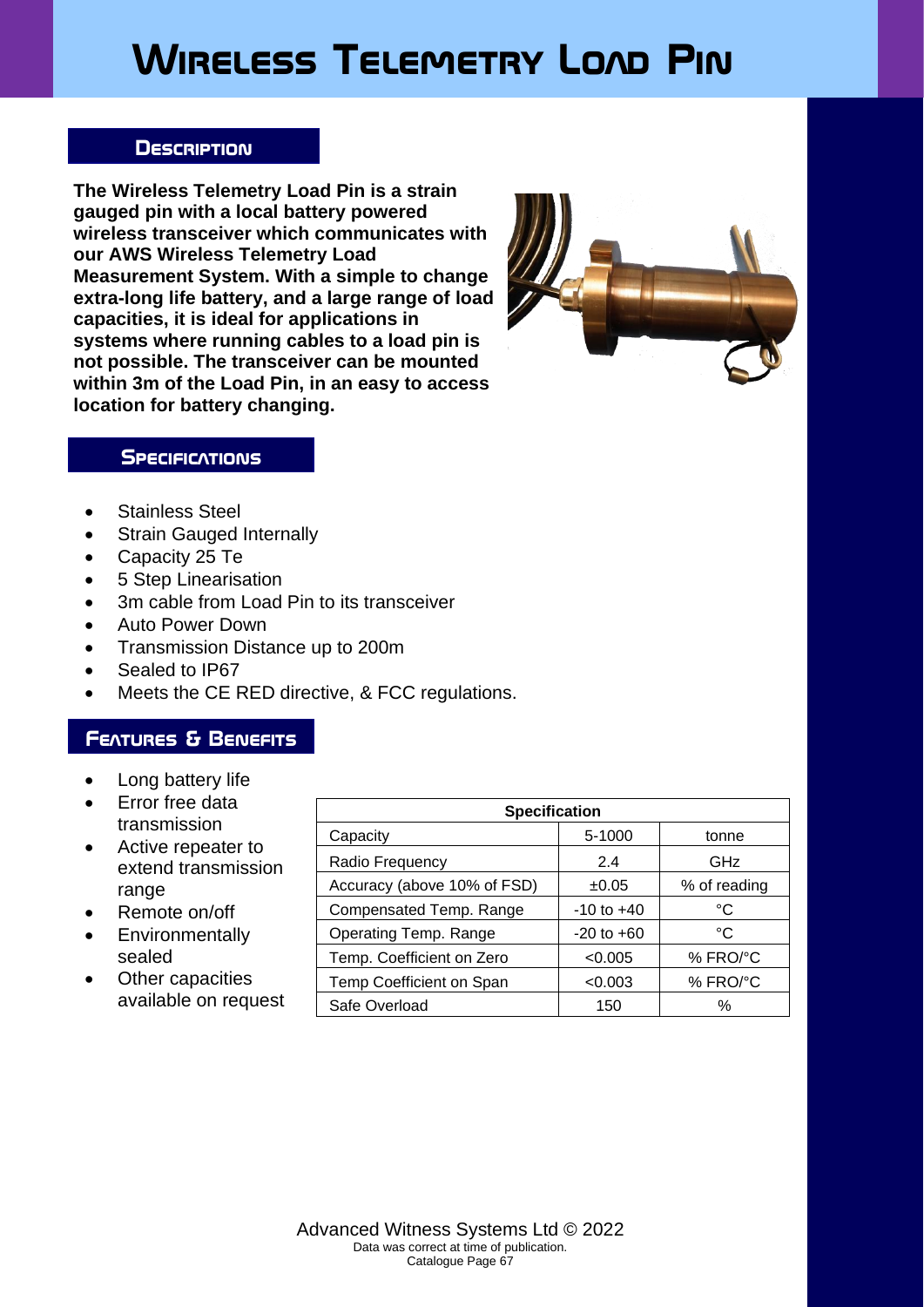# Wireless Telemetry Load Pin

## Description

**The Wireless Telemetry Load Pin is a strain gauged pin with a local battery powered wireless transceiver which communicates with our AWS Wireless Telemetry Load Measurement System. With a simple to change extra-long life battery, and a large range of load capacities, it is ideal for applications in systems where running cables to a load pin is not possible. The transceiver can be mounted within 3m of the Load Pin, in an easy to access location for battery changing.**

## Specifications

- Stainless Steel
- Strain Gauged Internally
- Capacity 25 Te
- 5 Step Linearisation
- 3m cable from Load Pin to its transceiver
- Auto Power Down
- Transmission Distance up to 200m
- Sealed to IP67
- Meets the CE RED directive, & FCC regulations.

## Features & Benefits

- Long battery life
- Error free data transmission
- Active repeater to extend transmission range
- Remote on/off
- Environmentally sealed
- Other capacities available on request

| Specification | | |
|---|---|---|
| Capacity | 5-1000 | tonne |
| Radio Frequency | 2.4 | GHz |
| Accuracy (above 10% of FSD) | ±0.05 | % of reading |
| Compensated Temp. Range | -10 to +40 | °C |
| Operating Temp. Range | -20 to +60 | °C |
| Temp. Coefficient on Zero | <0.005 | % FRO/°C |
| Temp Coefficient on Span | <0.003 | % FRO/°C |
| Safe Overload | 150 | % |

Advanced Witness Systems Ltd © 2022
Data was correct at time of publication.
Catalogue Page 67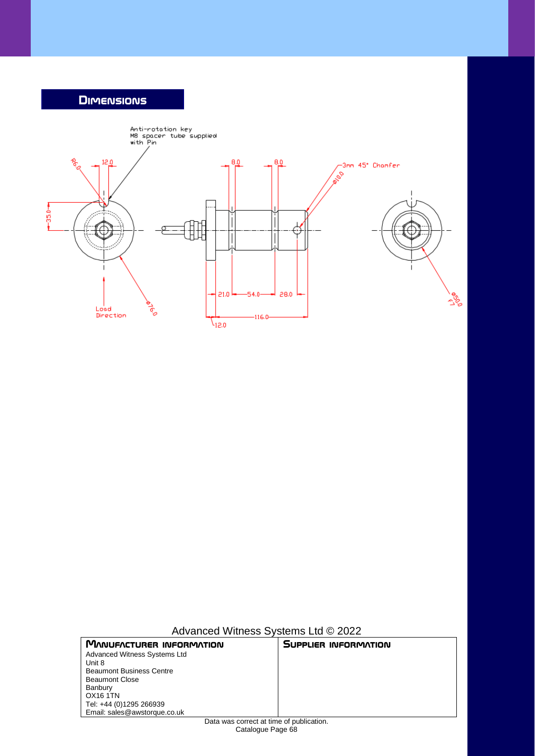## Dimensions

Anti-rotation key
M8 spacer tube supplied
with Pin

R6.0
12.0
35.0
Load
Direction
Ø76.0

8.0
8.0
3mm 45° Chamfer
Ø10.0
21.0
54.0
28.0
116.0
12.0

Ø50.0
F7

Advanced Witness Systems Ltd © 2022

| **Manufacturer information** | **Supplier information** |
|---|---|
| Advanced Witness Systems Ltd<br>Unit 8<br>Beaumont Business Centre<br>Beaumont Close<br>Banbury<br>OX16 1TN<br>Tel: +44 (0)1295 266939<br>Email: sales@awstorque.co.uk | |

Data was correct at time of publication.